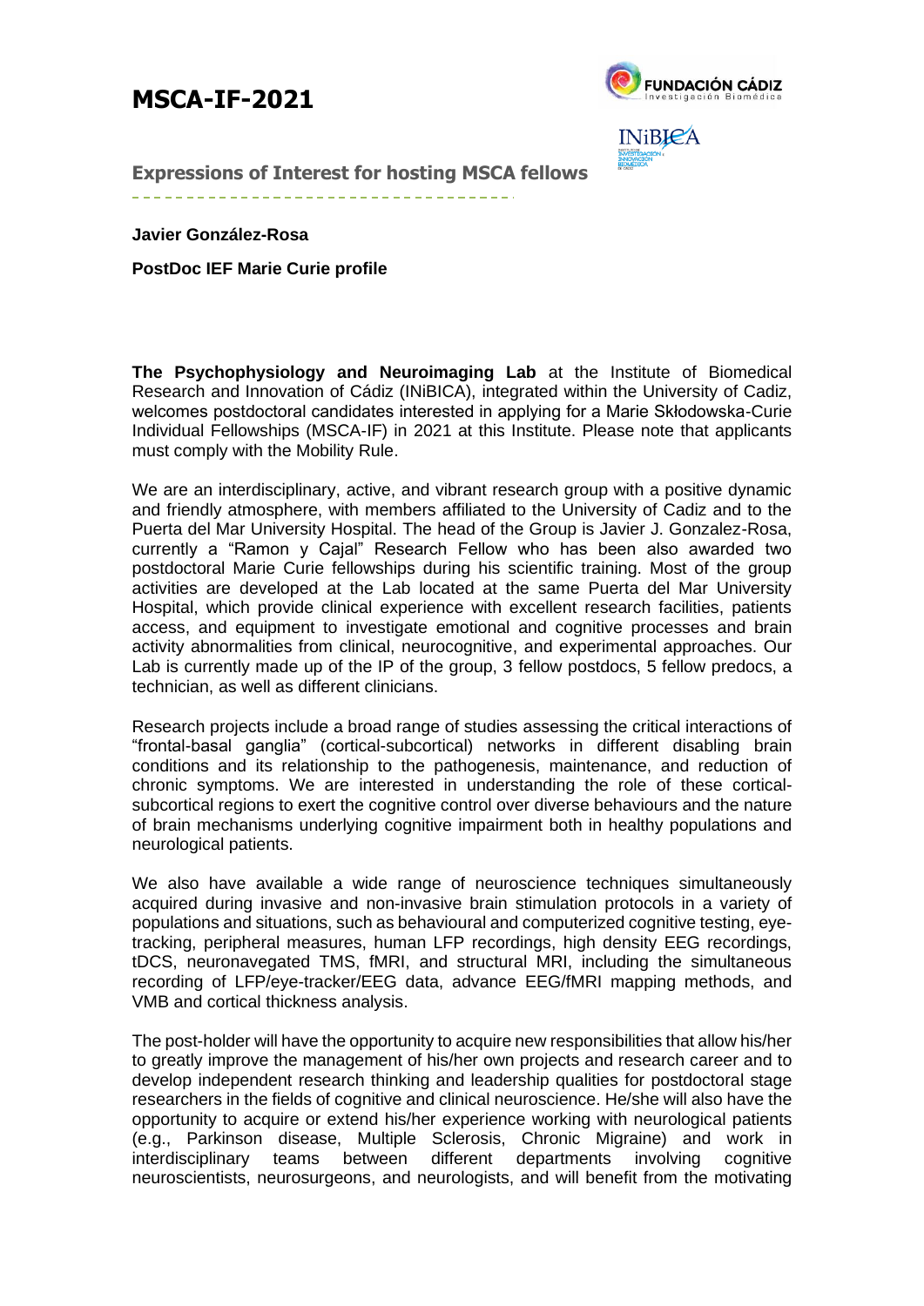# MSCA-IF-2021

## Expressions of Interest for hosting MSCA fellows

**Javier González-Rosa**

**PostDoc IEF Marie Curie profile**

**The Psychophysiology and Neuroimaging Lab** at the Institute of Biomedical Research and Innovation of Cádiz (INiBICA), integrated within the University of Cadiz, welcomes postdoctoral candidates interested in applying for a Marie Skłodowska-Curie Individual Fellowships (MSCA-IF) in 2021 at this Institute. Please note that applicants must comply with the Mobility Rule.

We are an interdisciplinary, active, and vibrant research group with a positive dynamic and friendly atmosphere, with members affiliated to the University of Cadiz and to the Puerta del Mar University Hospital. The head of the Group is Javier J. Gonzalez-Rosa, currently a "Ramon y Cajal" Research Fellow who has been also awarded two postdoctoral Marie Curie fellowships during his scientific training. Most of the group activities are developed at the Lab located at the same Puerta del Mar University Hospital, which provide clinical experience with excellent research facilities, patients access, and equipment to investigate emotional and cognitive processes and brain activity abnormalities from clinical, neurocognitive, and experimental approaches. Our Lab is currently made up of the IP of the group, 3 fellow postdocs, 5 fellow predocs, a technician, as well as different clinicians.

Research projects include a broad range of studies assessing the critical interactions of "frontal-basal ganglia" (cortical-subcortical) networks in different disabling brain conditions and its relationship to the pathogenesis, maintenance, and reduction of chronic symptoms. We are interested in understanding the role of these cortical-subcortical regions to exert the cognitive control over diverse behaviours and the nature of brain mechanisms underlying cognitive impairment both in healthy populations and neurological patients.

We also have available a wide range of neuroscience techniques simultaneously acquired during invasive and non-invasive brain stimulation protocols in a variety of populations and situations, such as behavioural and computerized cognitive testing, eye-tracking, peripheral measures, human LFP recordings, high density EEG recordings, tDCS, neuronavegated TMS, fMRI, and structural MRI, including the simultaneous recording of LFP/eye-tracker/EEG data, advance EEG/fMRI mapping methods, and VMB and cortical thickness analysis.

The post-holder will have the opportunity to acquire new responsibilities that allow his/her to greatly improve the management of his/her own projects and research career and to develop independent research thinking and leadership qualities for postdoctoral stage researchers in the fields of cognitive and clinical neuroscience. He/she will also have the opportunity to acquire or extend his/her experience working with neurological patients (e.g., Parkinson disease, Multiple Sclerosis, Chronic Migraine) and work in interdisciplinary teams between different departments involving cognitive neuroscientists, neurosurgeons, and neurologists, and will benefit from the motivating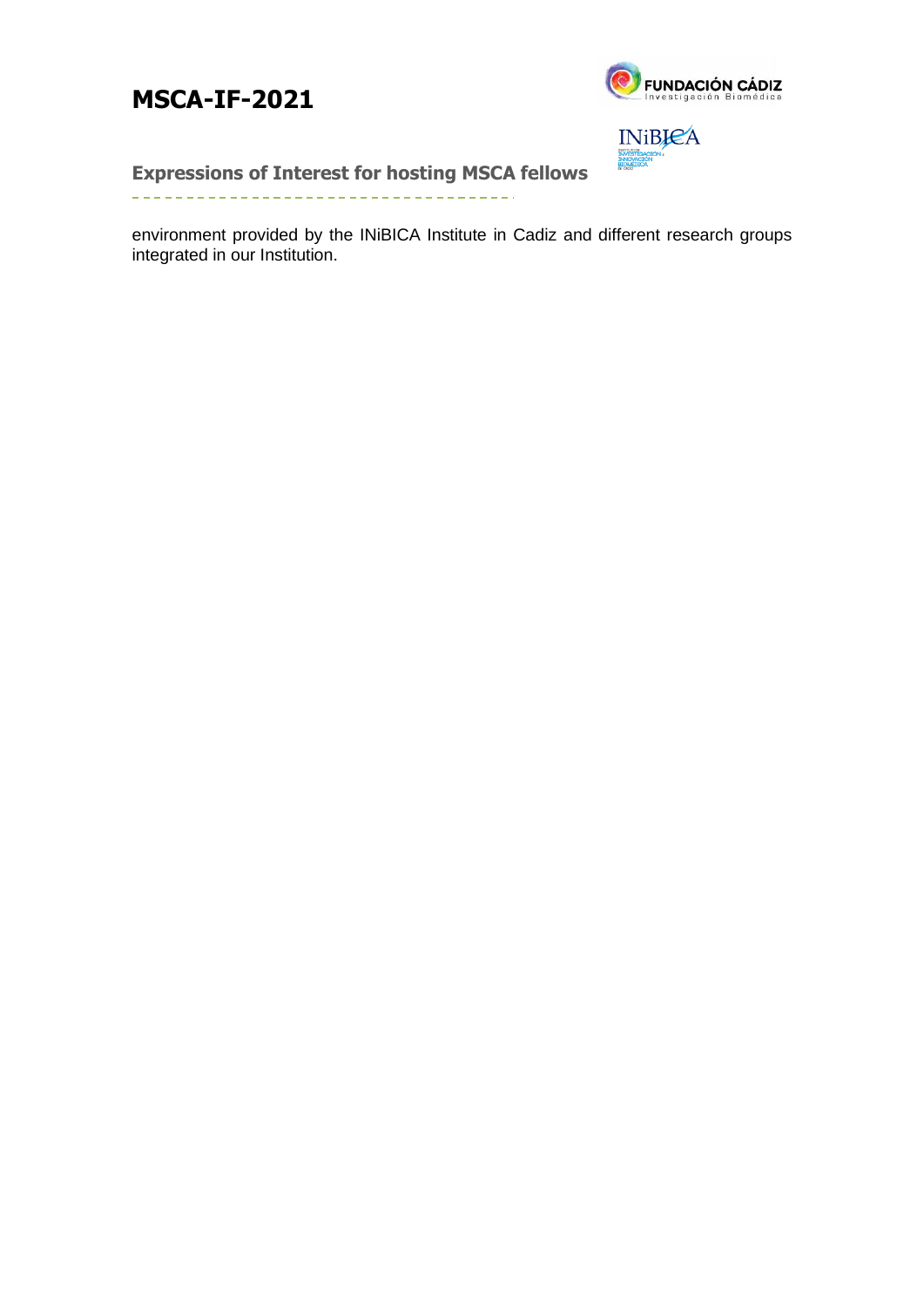environment provided by the INiBICA Institute in Cadiz and different research groups integrated in our Institution.